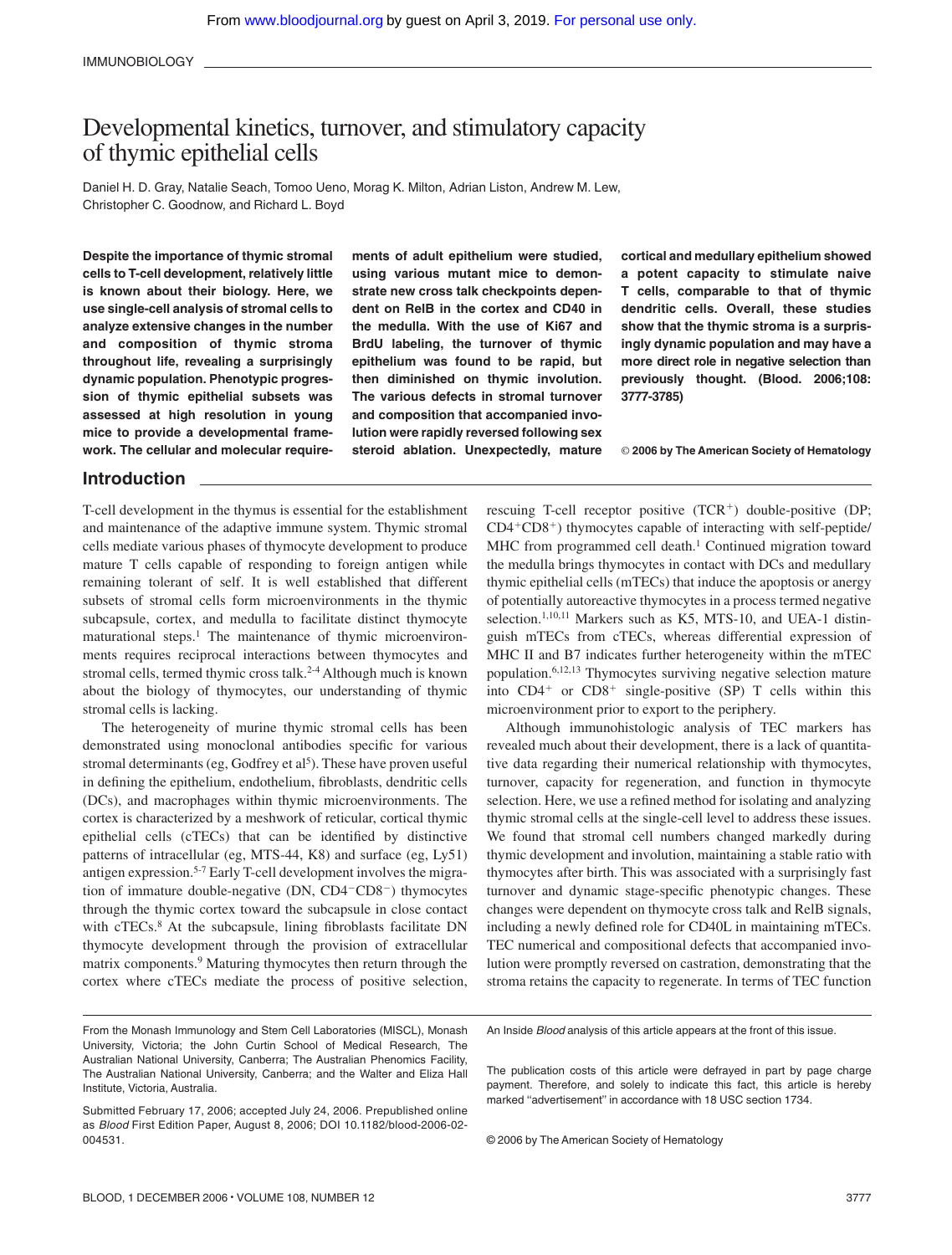IMMUNOBIOLOGY

# Developmental kinetics, turnover, and stimulatory capacity of thymic epithelial cells

Daniel H. D. Gray, Natalie Seach, Tomoo Ueno, Morag K. Milton, Adrian Liston, Andrew M. Lew, Christopher C. Goodnow, and Richard L. Boyd

**Despite the importance of thymic stromal cells to T-cell development, relatively little is known about their biology. Here, we use single-cell analysis of stromal cells to analyze extensive changes in the number and composition of thymic stroma throughout life, revealing a surprisingly dynamic population. Phenotypic progression of thymic epithelial subsets was assessed at high resolution in young mice to provide a developmental framework. The cellular and molecular requirements of adult epithelium were studied, using various mutant mice to demonstrate new cross talk checkpoints dependent on RelB in the cortex and CD40 in the medulla. With the use of Ki67 and BrdU labeling, the turnover of thymic epithelium was found to be rapid, but then diminished on thymic involution. The various defects in stromal turnover and composition that accompanied involution were rapidly reversed following sex steroid ablation. Unexpectedly, mature cortical and medullary epithelium showed a potent capacity to stimulate naive T cells, comparable to that of thymic dendritic cells. Overall, these studies show that the thymic stroma is a surprisingly dynamic population and may have a more direct role in negative selection than previously thought. (Blood. 2006;108:3777-3785)**

**© 2006 by The American Society of Hematology**

## Introduction

T-cell development in the thymus is essential for the establishment and maintenance of the adaptive immune system. Thymic stromal cells mediate various phases of thymocyte development to produce mature T cells capable of responding to foreign antigen while remaining tolerant of self. It is well established that different subsets of stromal cells form microenvironments in the thymic subcapsule, cortex, and medulla to facilitate distinct thymocyte maturational steps.[1] The maintenance of thymic microenvironments requires reciprocal interactions between thymocytes and stromal cells, termed thymic cross talk.[2-4] Although much is known about the biology of thymocytes, our understanding of thymic stromal cells is lacking.

The heterogeneity of murine thymic stromal cells has been demonstrated using monoclonal antibodies specific for various stromal determinants (eg, Godfrey et al[5]). These have proven useful in defining the epithelium, endothelium, fibroblasts, dendritic cells (DCs), and macrophages within thymic microenvironments. The cortex is characterized by a meshwork of reticular, cortical thymic epithelial cells (cTECs) that can be identified by distinctive patterns of intracellular (eg, MTS-44, K8) and surface (eg, Ly51) antigen expression.[5-7] Early T-cell development involves the migration of immature double-negative (DN, CD4$^-$CD8$^-$) thymocytes through the thymic cortex toward the subcapsule in close contact with cTECs.[8] At the subcapsule, lining fibroblasts facilitate DN thymocyte development through the provision of extracellular matrix components.[9] Maturing thymocytes then return through the cortex where cTECs mediate the process of positive selection, rescuing T-cell receptor positive (TCR$^+$) double-positive (DP; CD4$^+$CD8$^+$) thymocytes capable of interacting with self-peptide/MHC from programmed cell death.[1] Continued migration toward the medulla brings thymocytes in contact with DCs and medullary thymic epithelial cells (mTECs) that induce the apoptosis or anergy of potentially autoreactive thymocytes in a process termed negative selection.[1,10,11] Markers such as K5, MTS-10, and UEA-1 distinguish mTECs from cTECs, whereas differential expression of MHC II and B7 indicates further heterogeneity within the mTEC population.[6,12,13] Thymocytes surviving negative selection mature into CD4$^+$ or CD8$^+$ single-positive (SP) T cells within this microenvironment prior to export to the periphery.

Although immunohistologic analysis of TEC markers has revealed much about their development, there is a lack of quantitative data regarding their numerical relationship with thymocytes, turnover, capacity for regeneration, and function in thymocyte selection. Here, we use a refined method for isolating and analyzing thymic stromal cells at the single-cell level to address these issues. We found that stromal cell numbers changed markedly during thymic development and involution, maintaining a stable ratio with thymocytes after birth. This was associated with a surprisingly fast turnover and dynamic stage-specific phenotypic changes. These changes were dependent on thymocyte cross talk and RelB signals, including a newly defined role for CD40L in maintaining mTECs. TEC numerical and compositional defects that accompanied involution were promptly reversed on castration, demonstrating that the stroma retains the capacity to regenerate. In terms of TEC function

From the Monash Immunology and Stem Cell Laboratories (MISCL), Monash University, Victoria; the John Curtin School of Medical Research, The Australian National University, Canberra; The Australian Phenomics Facility, The Australian National University, Canberra; and the Walter and Eliza Hall Institute, Victoria, Australia.

Submitted February 17, 2006; accepted July 24, 2006. Prepublished online as *Blood* First Edition Paper, August 8, 2006; DOI 10.1182/blood-2006-02-004531.

An Inside *Blood* analysis of this article appears at the front of this issue.

The publication costs of this article were defrayed in part by page charge payment. Therefore, and solely to indicate this fact, this article is hereby marked "advertisement" in accordance with 18 USC section 1734.

© 2006 by The American Society of Hematology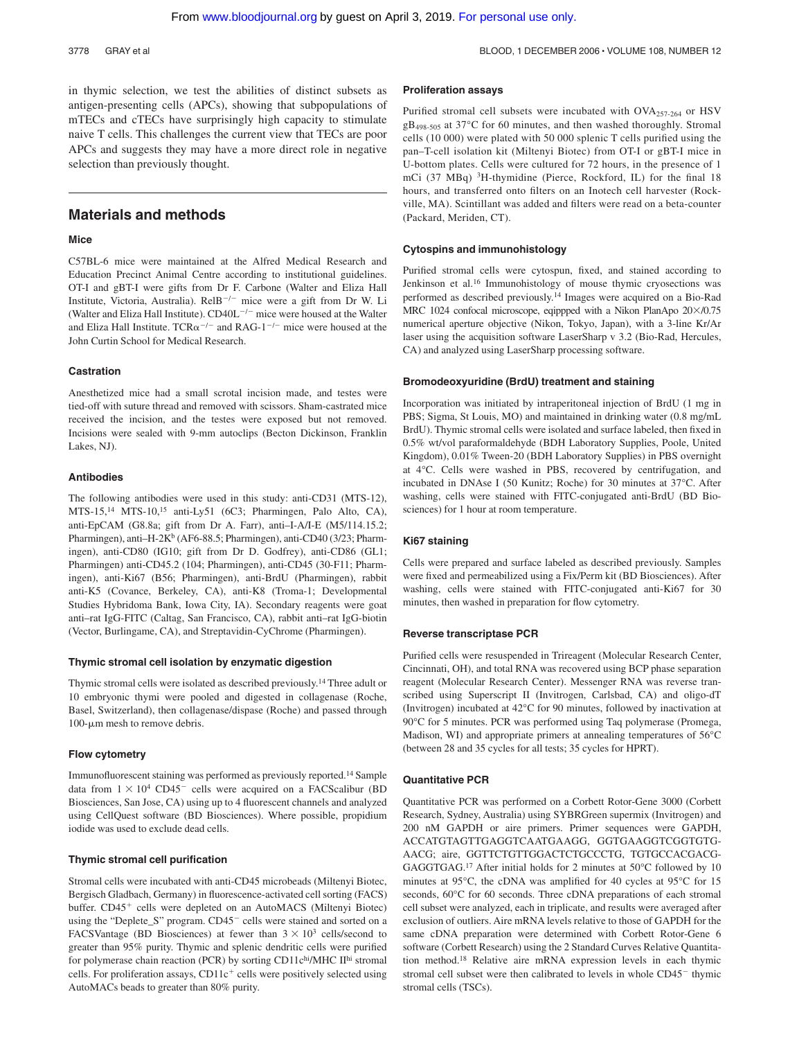in thymic selection, we test the abilities of distinct subsets as antigen-presenting cells (APCs), showing that subpopulations of mTECs and cTECs have surprisingly high capacity to stimulate naive T cells. This challenges the current view that TECs are poor APCs and suggests they may have a more direct role in negative selection than previously thought.

## Materials and methods

### Mice

C57BL-6 mice were maintained at the Alfred Medical Research and Education Precinct Animal Centre according to institutional guidelines. OT-I and gBT-I were gifts from Dr F. Carbone (Walter and Eliza Hall Institute, Victoria, Australia). $RelB^{-/-}$ mice were a gift from Dr W. Li (Walter and Eliza Hall Institute). $CD40L^{-/-}$ mice were housed at the Walter and Eliza Hall Institute. $TCR\alpha^{-/-}$ and $RAG\text{-}1^{-/-}$ mice were housed at the John Curtin School for Medical Research.

### Castration

Anesthetized mice had a small scrotal incision made, and testes were tied-off with suture thread and removed with scissors. Sham-castrated mice received the incision, and the testes were exposed but not removed. Incisions were sealed with 9-mm autoclips (Becton Dickinson, Franklin Lakes, NJ).

### Antibodies

The following antibodies were used in this study: anti-CD31 (MTS-12), MTS-15,[14] MTS-10,[15] anti-Ly51 (6C3; Pharmingen, Palo Alto, CA), anti-EpCAM (G8.8a; gift from Dr A. Farr), anti–I-A/I-E (M5/114.15.2; Pharmingen), anti–$H\text{-}2K^b$ (AF6-88.5; Pharmingen), anti-CD40 (3/23; Pharmingen), anti-CD80 (IG10; gift from Dr D. Godfrey), anti-CD86 (GL1; Pharmingen) anti-CD45.2 (104; Pharmingen), anti-CD45 (30-F11; Pharmingen), anti-Ki67 (B56; Pharmingen), anti-BrdU (Pharmingen), rabbit anti-K5 (Covance, Berkeley, CA), anti-K8 (Troma-1; Developmental Studies Hybridoma Bank, Iowa City, IA). Secondary reagents were goat anti–rat IgG-FITC (Caltag, San Francisco, CA), rabbit anti–rat IgG-biotin (Vector, Burlingame, CA), and Streptavidin-CyChrome (Pharmingen).

### Thymic stromal cell isolation by enzymatic digestion

Thymic stromal cells were isolated as described previously.[14] Three adult or 10 embryonic thymi were pooled and digested in collagenase (Roche, Basel, Switzerland), then collagenase/dispase (Roche) and passed through 100-μm mesh to remove debris.

### Flow cytometry

Immunofluorescent staining was performed as previously reported.[14] Sample data from $1 \times 10^4$ $CD45^-$ cells were acquired on a FACScalibur (BD Biosciences, San Jose, CA) using up to 4 fluorescent channels and analyzed using CellQuest software (BD Biosciences). Where possible, propidium iodide was used to exclude dead cells.

### Thymic stromal cell purification

Stromal cells were incubated with anti-CD45 microbeads (Miltenyi Biotec, Bergisch Gladbach, Germany) in fluorescence-activated cell sorting (FACS) buffer. $CD45^+$ cells were depleted on an AutoMACS (Miltenyi Biotec) using the "Deplete_S" program. $CD45^-$ cells were stained and sorted on a FACSVantage (BD Biosciences) at fewer than $3 \times 10^3$ cells/second to greater than 95% purity. Thymic and splenic dendritic cells were purified for polymerase chain reaction (PCR) by sorting $CD11c^{hi}$/MHC $II^{hi}$ stromal cells. For proliferation assays, $CD11c^+$ cells were positively selected using AutoMACs beads to greater than 80% purity.

### Proliferation assays

Purified stromal cell subsets were incubated with $OVA_{257\text{-}264}$ or HSV $gB_{498\text{-}505}$ at 37°C for 60 minutes, and then washed thoroughly. Stromal cells (10 000) were plated with 50 000 splenic T cells purified using the pan–T-cell isolation kit (Miltenyi Biotec) from OT-I or gBT-I mice in U-bottom plates. Cells were cultured for 72 hours, in the presence of 1 mCi (37 MBq) $^3$H-thymidine (Pierce, Rockford, IL) for the final 18 hours, and transferred onto filters on an Inotech cell harvester (Rockville, MA). Scintillant was added and filters were read on a beta-counter (Packard, Meriden, CT).

### Cytospins and immunohistology

Purified stromal cells were cytospun, fixed, and stained according to Jenkinson et al.[16] Immunohistology of mouse thymic cryosections was performed as described previously.[14] Images were acquired on a Bio-Rad MRC 1024 confocal microscope, eqippped with a Nikon PlanApo 20×/0.75 numerical aperture objective (Nikon, Tokyo, Japan), with a 3-line Kr/Ar laser using the acquisition software LaserSharp v 3.2 (Bio-Rad, Hercules, CA) and analyzed using LaserSharp processing software.

### Bromodeoxyuridine (BrdU) treatment and staining

Incorporation was initiated by intraperitoneal injection of BrdU (1 mg in PBS; Sigma, St Louis, MO) and maintained in drinking water (0.8 mg/mL BrdU). Thymic stromal cells were isolated and surface labeled, then fixed in 0.5% wt/vol paraformaldehyde (BDH Laboratory Supplies, Poole, United Kingdom), 0.01% Tween-20 (BDH Laboratory Supplies) in PBS overnight at 4°C. Cells were washed in PBS, recovered by centrifugation, and incubated in DNAse I (50 Kunitz; Roche) for 30 minutes at 37°C. After washing, cells were stained with FITC-conjugated anti-BrdU (BD Biosciences) for 1 hour at room temperature.

### Ki67 staining

Cells were prepared and surface labeled as described previously. Samples were fixed and permeabilized using a Fix/Perm kit (BD Biosciences). After washing, cells were stained with FITC-conjugated anti-Ki67 for 30 minutes, then washed in preparation for flow cytometry.

### Reverse transcriptase PCR

Purified cells were resuspended in Trireagent (Molecular Research Center, Cincinnati, OH), and total RNA was recovered using BCP phase separation reagent (Molecular Research Center). Messenger RNA was reverse transcribed using Superscript II (Invitrogen, Carlsbad, CA) and oligo-dT (Invitrogen) incubated at 42°C for 90 minutes, followed by inactivation at 90°C for 5 minutes. PCR was performed using Taq polymerase (Promega, Madison, WI) and appropriate primers at annealing temperatures of 56°C (between 28 and 35 cycles for all tests; 35 cycles for HPRT).

### Quantitative PCR

Quantitative PCR was performed on a Corbett Rotor-Gene 3000 (Corbett Research, Sydney, Australia) using SYBRGreen supermix (Invitrogen) and 200 nM GAPDH or aire primers. Primer sequences were GAPDH, ACCATGTAGTTGAGGTCAATGAAGG, GGTGAAGGTCGGTGTGAACG; aire, GGTTCTGTTGGACTCTGCCCTG, TGTGCCACGACGGAGGTGAG.[17] After initial holds for 2 minutes at 50°C followed by 10 minutes at 95°C, the cDNA was amplified for 40 cycles at 95°C for 15 seconds, 60°C for 60 seconds. Three cDNA preparations of each stromal cell subset were analyzed, each in triplicate, and results were averaged after exclusion of outliers. Aire mRNA levels relative to those of GAPDH for the same cDNA preparation were determined with Corbett Rotor-Gene 6 software (Corbett Research) using the 2 Standard Curves Relative Quantitation method.[18] Relative aire mRNA expression levels in each thymic stromal cell subset were then calibrated to levels in whole $CD45^-$ thymic stromal cells (TSCs).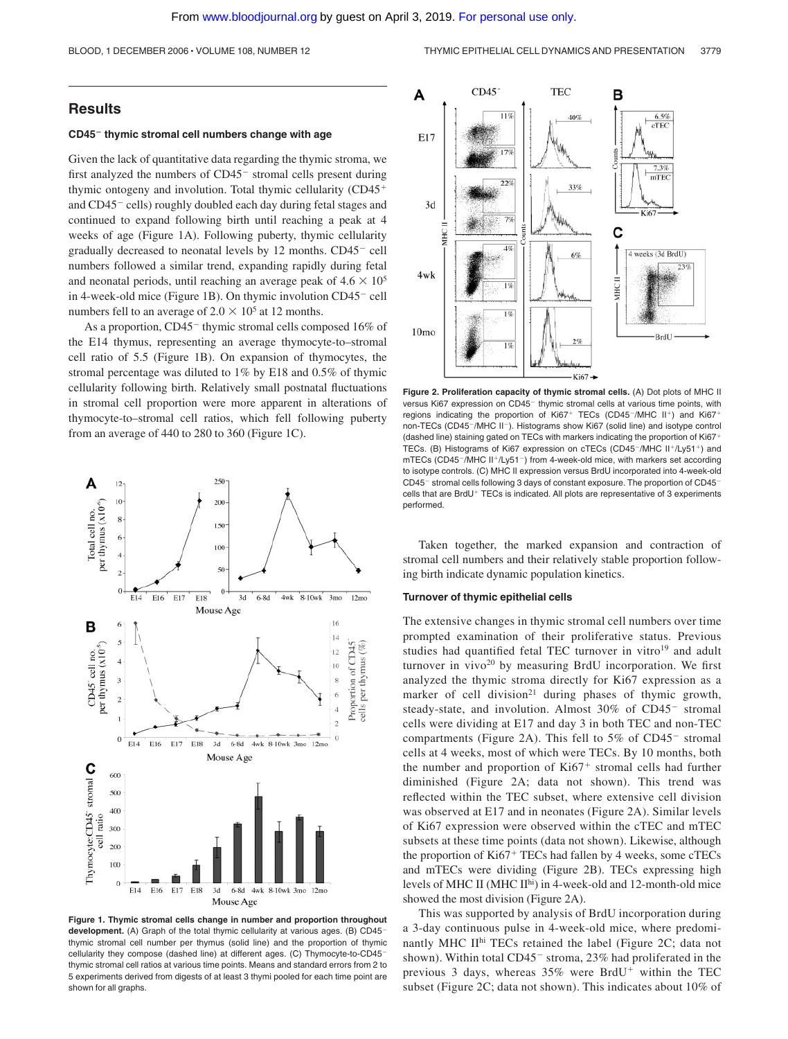## Results

### CD45⁻ thymic stromal cell numbers change with age

Given the lack of quantitative data regarding the thymic stroma, we first analyzed the numbers of CD45⁻ stromal cells present during thymic ontogeny and involution. Total thymic cellularity (CD45⁺ and CD45⁻ cells) roughly doubled each day during fetal stages and continued to expand following birth until reaching a peak at 4 weeks of age (Figure 1A). Following puberty, thymic cellularity gradually decreased to neonatal levels by 12 months. CD45⁻ cell numbers followed a similar trend, expanding rapidly during fetal and neonatal periods, until reaching an average peak of $4.6 \times 10^5$ in 4-week-old mice (Figure 1B). On thymic involution CD45⁻ cell numbers fell to an average of $2.0 \times 10^5$ at 12 months.

As a proportion, CD45⁻ thymic stromal cells composed 16% of the E14 thymus, representing an average thymocyte-to–stromal cell ratio of 5.5 (Figure 1B). On expansion of thymocytes, the stromal percentage was diluted to 1% by E18 and 0.5% of thymic cellularity following birth. Relatively small postnatal fluctuations in stromal cell proportion were more apparent in alterations of thymocyte-to–stromal cell ratios, which fell following puberty from an average of 440 to 280 to 360 (Figure 1C).

**Figure 1. Thymic stromal cells change in number and proportion throughout development.** (A) Graph of the total thymic cellularity at various ages. (B) CD45⁻ thymic stromal cell number per thymus (solid line) and the proportion of thymic cellularity they compose (dashed line) at different ages. (C) Thymocyte-to-CD45⁻ thymic stromal cell ratios at various time points. Means and standard errors from 2 to 5 experiments derived from digests of at least 3 thymi pooled for each time point are shown for all graphs.

**Figure 2. Proliferation capacity of thymic stromal cells.** (A) Dot plots of MHC II versus Ki67 expression on CD45⁻ thymic stromal cells at various time points, with regions indicating the proportion of Ki67⁺ TECs (CD45⁻/MHC II⁺) and Ki67⁺ non-TECs (CD45⁻/MHC II⁻). Histograms show Ki67 (solid line) and isotype control (dashed line) staining gated on TECs with markers indicating the proportion of Ki67⁺ TECs. (B) Histograms of Ki67 expression on cTECs (CD45⁻/MHC II⁺/Ly51⁺) and mTECs (CD45⁻/MHC II⁺/Ly51⁻) from 4-week-old mice, with markers set according to isotype controls. (C) MHC II expression versus BrdU incorporated into 4-week-old CD45⁻ stromal cells following 3 days of constant exposure. The proportion of CD45⁻ cells that are BrdU⁺ TECs is indicated. All plots are representative of 3 experiments performed.

Taken together, the marked expansion and contraction of stromal cell numbers and their relatively stable proportion following birth indicate dynamic population kinetics.

### Turnover of thymic epithelial cells

The extensive changes in thymic stromal cell numbers over time prompted examination of their proliferative status. Previous studies had quantified fetal TEC turnover in vitro[19] and adult turnover in vivo[20] by measuring BrdU incorporation. We first analyzed the thymic stroma directly for Ki67 expression as a marker of cell division[21] during phases of thymic growth, steady-state, and involution. Almost 30% of CD45⁻ stromal cells were dividing at E17 and day 3 in both TEC and non-TEC compartments (Figure 2A). This fell to 5% of CD45⁻ stromal cells at 4 weeks, most of which were TECs. By 10 months, both the number and proportion of Ki67⁺ stromal cells had further diminished (Figure 2A; data not shown). This trend was reflected within the TEC subset, where extensive cell division was observed at E17 and in neonates (Figure 2A). Similar levels of Ki67 expression were observed within the cTEC and mTEC subsets at these time points (data not shown). Likewise, although the proportion of Ki67⁺ TECs had fallen by 4 weeks, some cTECs and mTECs were dividing (Figure 2B). TECs expressing high levels of MHC II (MHC II$^{hi}$) in 4-week-old and 12-month-old mice showed the most division (Figure 2A).

This was supported by analysis of BrdU incorporation during a 3-day continuous pulse in 4-week-old mice, where predominantly MHC II$^{hi}$ TECs retained the label (Figure 2C; data not shown). Within total CD45⁻ stroma, 23% had proliferated in the previous 3 days, whereas 35% were BrdU⁺ within the TEC subset (Figure 2C; data not shown). This indicates about 10% of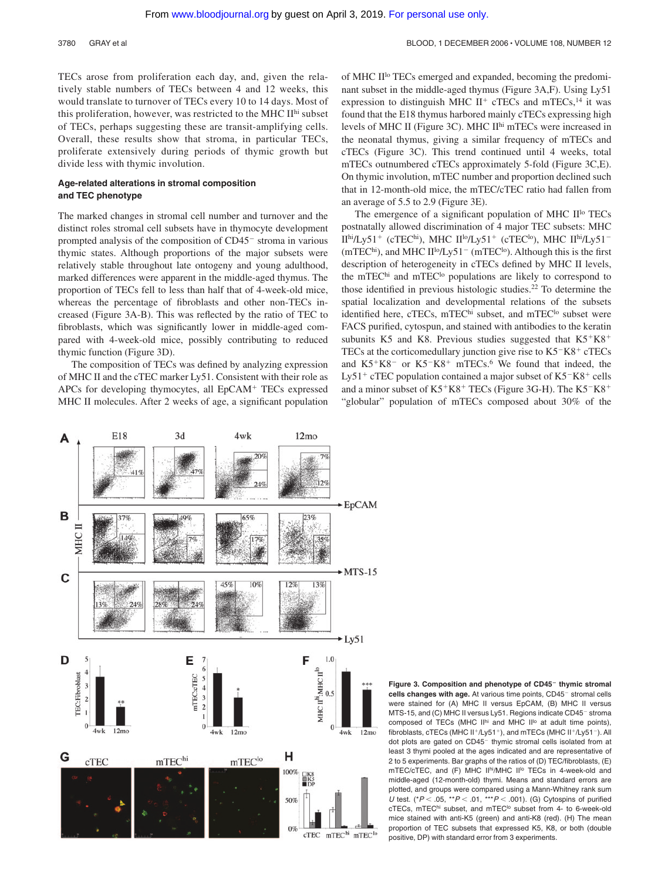TECs arose from proliferation each day, and, given the relatively stable numbers of TECs between 4 and 12 weeks, this would translate to turnover of TECs every 10 to 14 days. Most of this proliferation, however, was restricted to the MHC II$^{hi}$ subset of TECs, perhaps suggesting these are transit-amplifying cells. Overall, these results show that stroma, in particular TECs, proliferate extensively during periods of thymic growth but divide less with thymic involution.

### Age-related alterations in stromal composition and TEC phenotype

The marked changes in stromal cell number and turnover and the distinct roles stromal cell subsets have in thymocyte development prompted analysis of the composition of CD45$^-$ stroma in various thymic states. Although proportions of the major subsets were relatively stable throughout late ontogeny and young adulthood, marked differences were apparent in the middle-aged thymus. The proportion of TECs fell to less than half that of 4-week-old mice, whereas the percentage of fibroblasts and other non-TECs increased (Figure 3A-B). This was reflected by the ratio of TEC to fibroblasts, which was significantly lower in middle-aged compared with 4-week-old mice, possibly contributing to reduced thymic function (Figure 3D).

The composition of TECs was defined by analyzing expression of MHC II and the cTEC marker Ly51. Consistent with their role as APCs for developing thymocytes, all EpCAM$^+$ TECs expressed MHC II molecules. After 2 weeks of age, a significant population of MHC II$^{lo}$ TECs emerged and expanded, becoming the predominant subset in the middle-aged thymus (Figure 3A,F). Using Ly51 expression to distinguish MHC II$^+$ cTECs and mTECs,[14] it was found that the E18 thymus harbored mainly cTECs expressing high levels of MHC II (Figure 3C). MHC II$^{hi}$ mTECs were increased in the neonatal thymus, giving a similar frequency of mTECs and cTECs (Figure 3C). This trend continued until 4 weeks, total mTECs outnumbered cTECs approximately 5-fold (Figure 3C,E). On thymic involution, mTEC number and proportion declined such that in 12-month-old mice, the mTEC/cTEC ratio had fallen from an average of 5.5 to 2.9 (Figure 3E).

The emergence of a significant population of MHC II$^{lo}$ TECs postnatally allowed discrimination of 4 major TEC subsets: MHC II$^{hi}$/Ly51$^+$ (cTEC$^{hi}$), MHC II$^{lo}$/Ly51$^+$ (cTEC$^{lo}$), MHC II$^{hi}$/Ly51$^-$ (mTEC$^{hi}$), and MHC II$^{lo}$/Ly51$^-$ (mTEC$^{lo}$). Although this is the first description of heterogeneity in cTECs defined by MHC II levels, the mTEC$^{hi}$ and mTEC$^{lo}$ populations are likely to correspond to those identified in previous histologic studies.[22] To determine the spatial localization and developmental relations of the subsets identified here, cTECs, mTEC$^{hi}$ subset, and mTEC$^{lo}$ subset were FACS purified, cytospun, and stained with antibodies to the keratin subunits K5 and K8. Previous studies suggested that K5$^+$K8$^+$ TECs at the corticomedullary junction give rise to K5$^-$K8$^+$ cTECs and K5$^+$K8$^-$ or K5$^-$K8$^+$ mTECs.[6] We found that indeed, the Ly51$^+$ cTEC population contained a major subset of K5$^-$K8$^+$ cells and a minor subset of K5$^+$K8$^+$ TECs (Figure 3G-H). The K5$^-$K8$^+$ "globular" population of mTECs composed about 30% of the

**Figure 3. Composition and phenotype of CD45$^-$ thymic stromal cells changes with age.** At various time points, CD45$^-$ stromal cells were stained for (A) MHC II versus EpCAM, (B) MHC II versus MTS-15, and (C) MHC II versus Ly51. Regions indicate CD45$^-$ stroma composed of TECs (MHC II$^{hi}$ and MHC II$^{lo}$ at adult time points), fibroblasts, cTECs (MHC II$^+$/Ly51$^+$), and mTECs (MHC II$^+$/Ly51$^-$). All dot plots are gated on CD45$^-$ thymic stromal cells isolated from at least 3 thymi pooled at the ages indicated and are representative of 2 to 5 experiments. Bar graphs of the ratios of (D) TEC/fibroblasts, (E) mTEC/cTEC, and (F) MHC II$^{hi}$/MHC II$^{lo}$ TECs in 4-week-old and middle-aged (12-month-old) thymi. Means and standard errors are plotted, and groups were compared using a Mann-Whitney rank sum $U$ test. (*$P < .05$, **$P < .01$, ***$P < .001$). (G) Cytospins of purified cTECs, mTEC$^{hi}$ subset, and mTEC$^{lo}$ subset from 4- to 6-week-old mice stained with anti-K5 (green) and anti-K8 (red). (H) The mean proportion of TEC subsets that expressed K5, K8, or both (double positive, DP) with standard error from 3 experiments.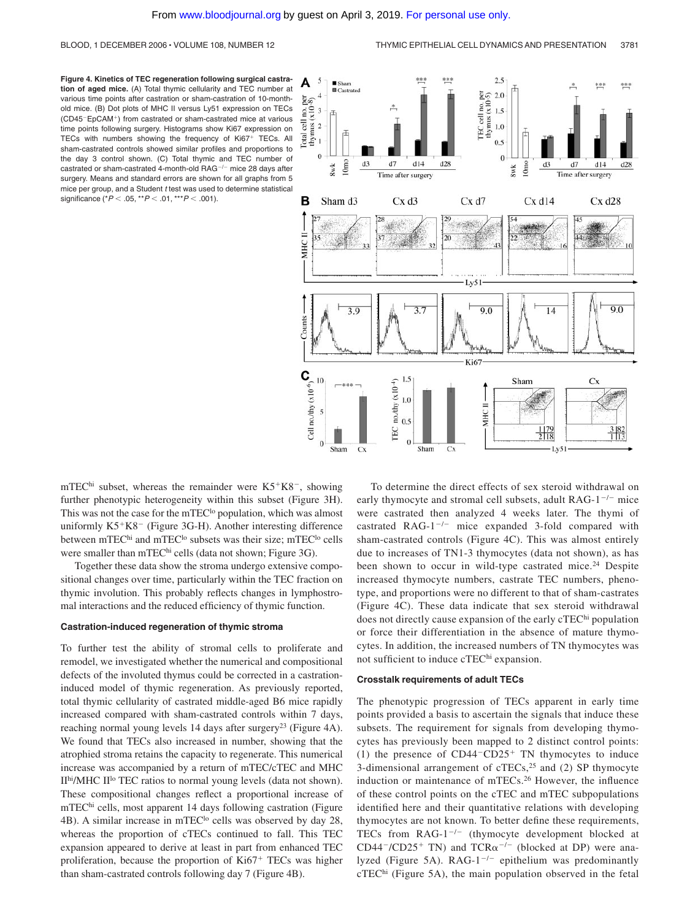**Figure 4. Kinetics of TEC regeneration following surgical castration of aged mice.** (A) Total thymic cellularity and TEC number at various time points after castration or sham-castration of 10-month-old mice. (B) Dot plots of MHC II versus Ly51 expression on TECs ($CD45^-EpCAM^+$) from castrated or sham-castrated mice at various time points following surgery. Histograms show Ki67 expression on TECs with numbers showing the frequency of $Ki67^+$ TECs. All sham-castrated controls showed similar profiles and proportions to the day 3 control shown. (C) Total thymic and TEC number of castrated or sham-castrated 4-month-old $RAG^{-/-}$ mice 28 days after surgery. Means and standard errors are shown for all graphs from 5 mice per group, and a Student *t* test was used to determine statistical significance (*$P < .05$, **$P < .01$, ***$P < .001$).

$mTEC^{hi}$ subset, whereas the remainder were $K5^+K8^-$, showing further phenotypic heterogeneity within this subset (Figure 3H). This was not the case for the $mTEC^{lo}$ population, which was almost uniformly $K5^+K8^-$ (Figure 3G-H). Another interesting difference between $mTEC^{hi}$ and $mTEC^{lo}$ subsets was their size; $mTEC^{lo}$ cells were smaller than $mTEC^{hi}$ cells (data not shown; Figure 3G).

Together these data show the stroma undergo extensive compositional changes over time, particularly within the TEC fraction on thymic involution. This probably reflects changes in lymphostromal interactions and the reduced efficiency of thymic function.

### Castration-induced regeneration of thymic stroma

To further test the ability of stromal cells to proliferate and remodel, we investigated whether the numerical and compositional defects of the involuted thymus could be corrected in a castration-induced model of thymic regeneration. As previously reported, total thymic cellularity of castrated middle-aged B6 mice rapidly increased compared with sham-castrated controls within 7 days, reaching normal young levels 14 days after surgery[23] (Figure 4A). We found that TECs also increased in number, showing that the atrophied stroma retains the capacity to regenerate. This numerical increase was accompanied by a return of mTEC/cTEC and MHC $II^{hi}$/MHC $II^{lo}$ TEC ratios to normal young levels (data not shown). These compositional changes reflect a proportional increase of $mTEC^{hi}$ cells, most apparent 14 days following castration (Figure 4B). A similar increase in $mTEC^{lo}$ cells was observed by day 28, whereas the proportion of cTECs continued to fall. This TEC expansion appeared to derive at least in part from enhanced TEC proliferation, because the proportion of $Ki67^+$ TECs was higher than sham-castrated controls following day 7 (Figure 4B).

To determine the direct effects of sex steroid withdrawal on early thymocyte and stromal cell subsets, adult $RAG\text{-}1^{-/-}$ mice were castrated then analyzed 4 weeks later. The thymi of castrated $RAG\text{-}1^{-/-}$ mice expanded 3-fold compared with sham-castrated controls (Figure 4C). This was almost entirely due to increases of TN1-3 thymocytes (data not shown), as has been shown to occur in wild-type castrated mice.[24] Despite increased thymocyte numbers, castrate TEC numbers, phenotype, and proportions were no different to that of sham-castrates (Figure 4C). These data indicate that sex steroid withdrawal does not directly cause expansion of the early $cTEC^{hi}$ population or force their differentiation in the absence of mature thymocytes. In addition, the increased numbers of TN thymocytes was not sufficient to induce $cTEC^{hi}$ expansion.

### Crosstalk requirements of adult TECs

The phenotypic progression of TECs apparent in early time points provided a basis to ascertain the signals that induce these subsets. The requirement for signals from developing thymocytes has previously been mapped to 2 distinct control points: (1) the presence of $CD44^-CD25^+$ TN thymocytes to induce 3-dimensional arrangement of cTECs,[25] and (2) SP thymocyte induction or maintenance of mTECs.[26] However, the influence of these control points on the cTEC and mTEC subpopulations identified here and their quantitative relations with developing thymocytes are not known. To better define these requirements, TECs from $RAG\text{-}1^{-/-}$ (thymocyte development blocked at $CD44^-/CD25^+$ TN) and $TCR\alpha^{-/-}$ (blocked at DP) were analyzed (Figure 5A). $RAG\text{-}1^{-/-}$ epithelium was predominantly $cTEC^{hi}$ (Figure 5A), the main population observed in the fetal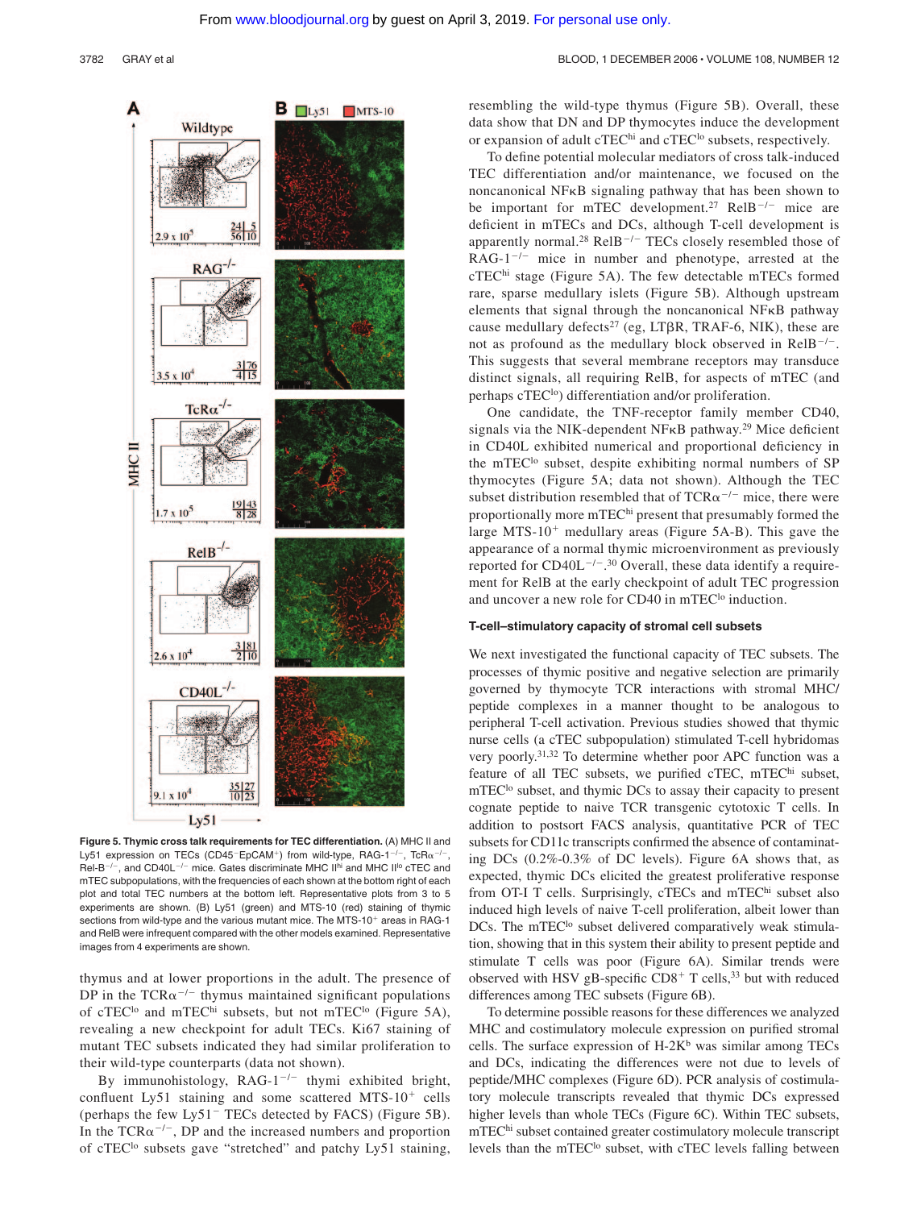**Figure 5. Thymic cross talk requirements for TEC differentiation.** (A) MHC II and Ly51 expression on TECs (CD45⁻EpCAM⁺) from wild-type, RAG-1$^{-/-}$, TcRα$^{-/-}$, Rel-B$^{-/-}$, and CD40L$^{-/-}$ mice. Gates discriminate MHC II$^{hi}$ and MHC II$^{lo}$ cTEC and mTEC subpopulations, with the frequencies of each shown at the bottom right of each plot and total TEC numbers at the bottom left. Representative plots from 3 to 5 experiments are shown. (B) Ly51 (green) and MTS-10 (red) staining of thymic sections from wild-type and the various mutant mice. The MTS-10⁺ areas in RAG-1 and RelB were infrequent compared with the other models examined. Representative images from 4 experiments are shown.

thymus and at lower proportions in the adult. The presence of DP in the TCRα$^{-/-}$ thymus maintained significant populations of cTEC$^{lo}$ and mTEC$^{hi}$ subsets, but not mTEC$^{lo}$ (Figure 5A), revealing a new checkpoint for adult TECs. Ki67 staining of mutant TEC subsets indicated they had similar proliferation to their wild-type counterparts (data not shown).

By immunohistology, RAG-1$^{-/-}$ thymi exhibited bright, confluent Ly51 staining and some scattered MTS-10⁺ cells (perhaps the few Ly51⁻ TECs detected by FACS) (Figure 5B). In the TCRα$^{-/-}$, DP and the increased numbers and proportion of cTEC$^{lo}$ subsets gave "stretched" and patchy Ly51 staining, resembling the wild-type thymus (Figure 5B). Overall, these data show that DN and DP thymocytes induce the development or expansion of adult cTEC$^{hi}$ and cTEC$^{lo}$ subsets, respectively.

To define potential molecular mediators of cross talk-induced TEC differentiation and/or maintenance, we focused on the noncanonical NFκB signaling pathway that has been shown to be important for mTEC development.[27] RelB$^{-/-}$ mice are deficient in mTECs and DCs, although T-cell development is apparently normal.[28] RelB$^{-/-}$ TECs closely resembled those of RAG-1$^{-/-}$ mice in number and phenotype, arrested at the cTEC$^{hi}$ stage (Figure 5A). The few detectable mTECs formed rare, sparse medullary islets (Figure 5B). Although upstream elements that signal through the noncanonical NFκB pathway cause medullary defects[27] (eg, LTβR, TRAF-6, NIK), these are not as profound as the medullary block observed in RelB$^{-/-}$. This suggests that several membrane receptors may transduce distinct signals, all requiring RelB, for aspects of mTEC (and perhaps cTEC$^{lo}$) differentiation and/or proliferation.

One candidate, the TNF-receptor family member CD40, signals via the NIK-dependent NFκB pathway.[29] Mice deficient in CD40L exhibited numerical and proportional deficiency in the mTEC$^{lo}$ subset, despite exhibiting normal numbers of SP thymocytes (Figure 5A; data not shown). Although the TEC subset distribution resembled that of TCRα$^{-/-}$ mice, there were proportionally more mTEC$^{hi}$ present that presumably formed the large MTS-10⁺ medullary areas (Figure 5A-B). This gave the appearance of a normal thymic microenvironment as previously reported for CD40L$^{-/-}$.[30] Overall, these data identify a requirement for RelB at the early checkpoint of adult TEC progression and uncover a new role for CD40 in mTEC$^{lo}$ induction.

#### T-cell–stimulatory capacity of stromal cell subsets

We next investigated the functional capacity of TEC subsets. The processes of thymic positive and negative selection are primarily governed by thymocyte TCR interactions with stromal MHC/peptide complexes in a manner thought to be analogous to peripheral T-cell activation. Previous studies showed that thymic nurse cells (a cTEC subpopulation) stimulated T-cell hybridomas very poorly.[31,32] To determine whether poor APC function was a feature of all TEC subsets, we purified cTEC, mTEC$^{hi}$ subset, mTEC$^{lo}$ subset, and thymic DCs to assay their capacity to present cognate peptide to naive TCR transgenic cytotoxic T cells. In addition to postsort FACS analysis, quantitative PCR of TEC subsets for CD11c transcripts confirmed the absence of contaminating DCs (0.2%-0.3% of DC levels). Figure 6A shows that, as expected, thymic DCs elicited the greatest proliferative response from OT-I T cells. Surprisingly, cTECs and mTEC$^{hi}$ subset also induced high levels of naive T-cell proliferation, albeit lower than DCs. The mTEC$^{lo}$ subset delivered comparatively weak stimulation, showing that in this system their ability to present peptide and stimulate T cells was poor (Figure 6A). Similar trends were observed with HSV gB-specific CD8⁺ T cells,[33] but with reduced differences among TEC subsets (Figure 6B).

To determine possible reasons for these differences we analyzed MHC and costimulatory molecule expression on purified stromal cells. The surface expression of H-2K$^{b}$ was similar among TECs and DCs, indicating the differences were not due to levels of peptide/MHC complexes (Figure 6D). PCR analysis of costimulatory molecule transcripts revealed that thymic DCs expressed higher levels than whole TECs (Figure 6C). Within TEC subsets, mTEC$^{hi}$ subset contained greater costimulatory molecule transcript levels than the mTEC$^{lo}$ subset, with cTEC levels falling between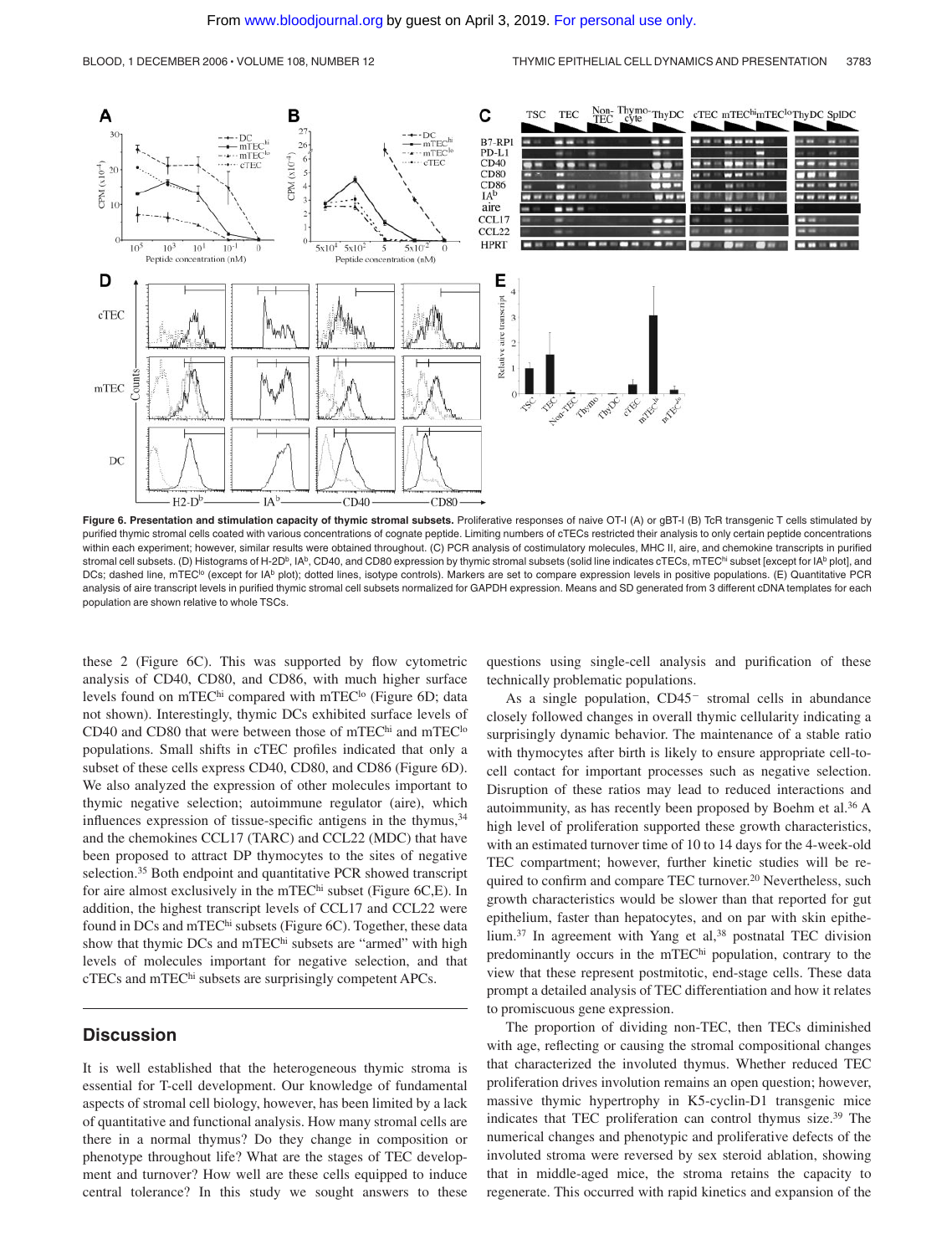**Figure 6. Presentation and stimulation capacity of thymic stromal subsets.** Proliferative responses of naive OT-I (A) or gBT-I (B) TcR transgenic T cells stimulated by purified thymic stromal cells coated with various concentrations of cognate peptide. Limiting numbers of cTECs restricted their analysis to only certain peptide concentrations within each experiment; however, similar results were obtained throughout. (C) PCR analysis of costimulatory molecules, MHC II, aire, and chemokine transcripts in purified stromal cell subsets. (D) Histograms of H-2D$^{b}$, IA$^{b}$, CD40, and CD80 expression by thymic stromal subsets (solid line indicates cTECs, mTEC$^{hi}$ subset [except for IA$^{b}$ plot], and DCs; dashed line, mTEC$^{lo}$ (except for IA$^{b}$ plot); dotted lines, isotype controls). Markers are set to compare expression levels in positive populations. (E) Quantitative PCR analysis of aire transcript levels in purified thymic stromal cell subsets normalized for GAPDH expression. Means and SD generated from 3 different cDNA templates for each population are shown relative to whole TSCs.

these 2 (Figure 6C). This was supported by flow cytometric analysis of CD40, CD80, and CD86, with much higher surface levels found on mTEC$^{hi}$ compared with mTEC$^{lo}$ (Figure 6D; data not shown). Interestingly, thymic DCs exhibited surface levels of CD40 and CD80 that were between those of mTEC$^{hi}$ and mTEC$^{lo}$ populations. Small shifts in cTEC profiles indicated that only a subset of these cells express CD40, CD80, and CD86 (Figure 6D). We also analyzed the expression of other molecules important to thymic negative selection; autoimmune regulator (aire), which influences expression of tissue-specific antigens in the thymus,[34] and the chemokines CCL17 (TARC) and CCL22 (MDC) that have been proposed to attract DP thymocytes to the sites of negative selection.[35] Both endpoint and quantitative PCR showed transcript for aire almost exclusively in the mTEC$^{hi}$ subset (Figure 6C,E). In addition, the highest transcript levels of CCL17 and CCL22 were found in DCs and mTEC$^{hi}$ subsets (Figure 6C). Together, these data show that thymic DCs and mTEC$^{hi}$ subsets are "armed" with high levels of molecules important for negative selection, and that cTECs and mTEC$^{hi}$ subsets are surprisingly competent APCs.

## Discussion

It is well established that the heterogeneous thymic stroma is essential for T-cell development. Our knowledge of fundamental aspects of stromal cell biology, however, has been limited by a lack of quantitative and functional analysis. How many stromal cells are there in a normal thymus? Do they change in composition or phenotype throughout life? What are the stages of TEC development and turnover? How well are these cells equipped to induce central tolerance? In this study we sought answers to these questions using single-cell analysis and purification of these technically problematic populations.

As a single population, CD45$^{-}$ stromal cells in abundance closely followed changes in overall thymic cellularity indicating a surprisingly dynamic behavior. The maintenance of a stable ratio with thymocytes after birth is likely to ensure appropriate cell-to-cell contact for important processes such as negative selection. Disruption of these ratios may lead to reduced interactions and autoimmunity, as has recently been proposed by Boehm et al.[36] A high level of proliferation supported these growth characteristics, with an estimated turnover time of 10 to 14 days for the 4-week-old TEC compartment; however, further kinetic studies will be required to confirm and compare TEC turnover.[20] Nevertheless, such growth characteristics would be slower than that reported for gut epithelium, faster than hepatocytes, and on par with skin epithelium.[37] In agreement with Yang et al,[38] postnatal TEC division predominantly occurs in the mTEC$^{hi}$ population, contrary to the view that these represent postmitotic, end-stage cells. These data prompt a detailed analysis of TEC differentiation and how it relates to promiscuous gene expression.

The proportion of dividing non-TEC, then TECs diminished with age, reflecting or causing the stromal compositional changes that characterized the involuted thymus. Whether reduced TEC proliferation drives involution remains an open question; however, massive thymic hypertrophy in K5-cyclin-D1 transgenic mice indicates that TEC proliferation can control thymus size.[39] The numerical changes and phenotypic and proliferative defects of the involuted stroma were reversed by sex steroid ablation, showing that in middle-aged mice, the stroma retains the capacity to regenerate. This occurred with rapid kinetics and expansion of the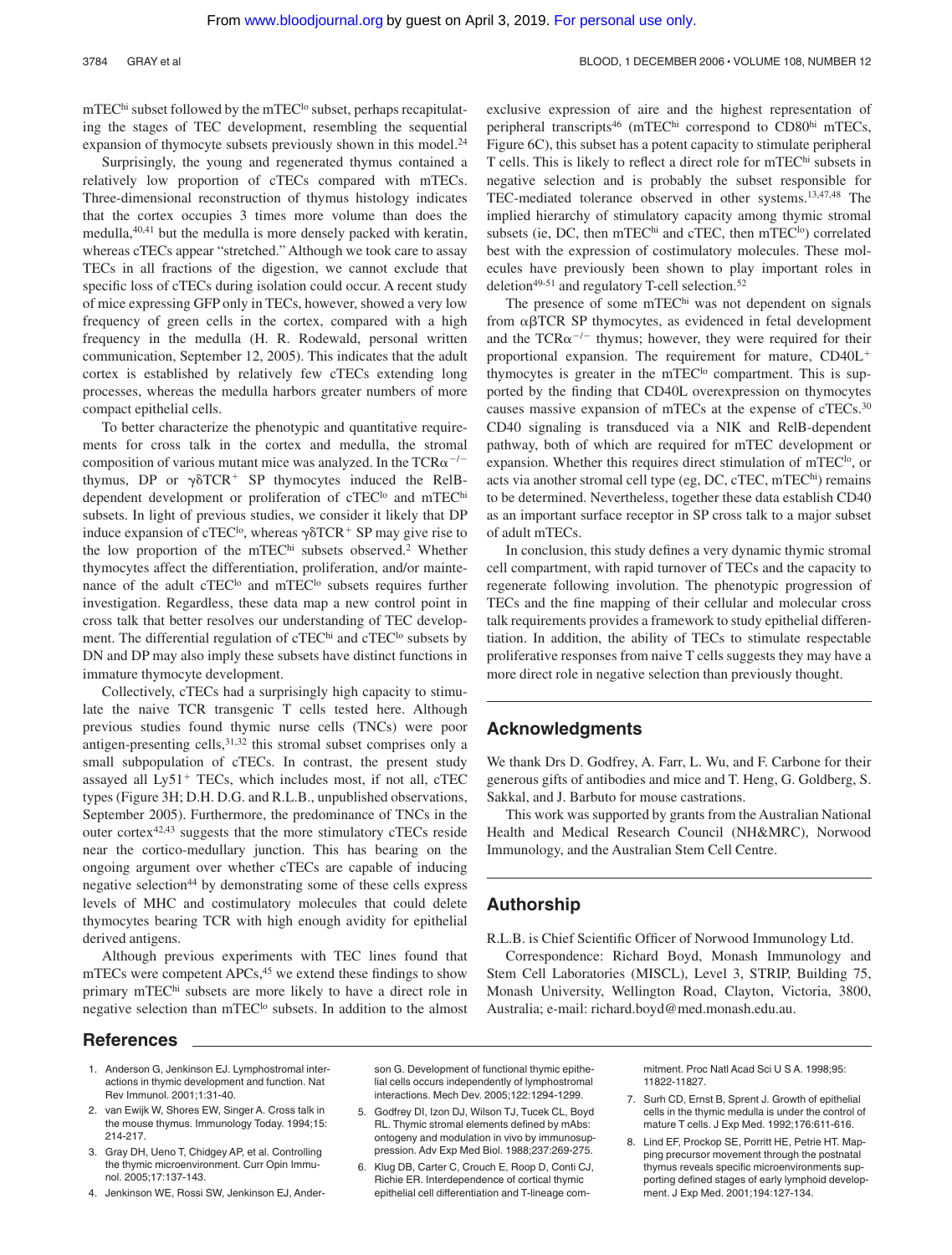mTEC$^{hi}$ subset followed by the mTEC$^{lo}$ subset, perhaps recapitulating the stages of TEC development, resembling the sequential expansion of thymocyte subsets previously shown in this model.[24]

Surprisingly, the young and regenerated thymus contained a relatively low proportion of cTECs compared with mTECs. Three-dimensional reconstruction of thymus histology indicates that the cortex occupies 3 times more volume than does the medulla,[40,41] but the medulla is more densely packed with keratin, whereas cTECs appear "stretched." Although we took care to assay TECs in all fractions of the digestion, we cannot exclude that specific loss of cTECs during isolation could occur. A recent study of mice expressing GFP only in TECs, however, showed a very low frequency of green cells in the cortex, compared with a high frequency in the medulla (H. R. Rodewald, personal written communication, September 12, 2005). This indicates that the adult cortex is established by relatively few cTECs extending long processes, whereas the medulla harbors greater numbers of more compact epithelial cells.

To better characterize the phenotypic and quantitative requirements for cross talk in the cortex and medulla, the stromal composition of various mutant mice was analyzed. In the TCR$\alpha^{-/-}$ thymus, DP or $\gamma\delta$TCR$^+$ SP thymocytes induced the RelB-dependent development or proliferation of cTEC$^{lo}$ and mTEC$^{hi}$ subsets. In light of previous studies, we consider it likely that DP induce expansion of cTEC$^{lo}$, whereas $\gamma\delta$TCR$^+$ SP may give rise to the low proportion of the mTEC$^{hi}$ subsets observed.[2] Whether thymocytes affect the differentiation, proliferation, and/or maintenance of the adult cTEC$^{lo}$ and mTEC$^{lo}$ subsets requires further investigation. Regardless, these data map a new control point in cross talk that better resolves our understanding of TEC development. The differential regulation of cTEC$^{hi}$ and cTEC$^{lo}$ subsets by DN and DP may also imply these subsets have distinct functions in immature thymocyte development.

Collectively, cTECs had a surprisingly high capacity to stimulate the naive TCR transgenic T cells tested here. Although previous studies found thymic nurse cells (TNCs) were poor antigen-presenting cells,[31,32] this stromal subset comprises only a small subpopulation of cTECs. In contrast, the present study assayed all Ly51$^+$ TECs, which includes most, if not all, cTEC types (Figure 3H; D.H. D.G. and R.L.B., unpublished observations, September 2005). Furthermore, the predominance of TNCs in the outer cortex[42,43] suggests that the more stimulatory cTECs reside near the cortico-medullary junction. This has bearing on the ongoing argument over whether cTECs are capable of inducing negative selection[44] by demonstrating some of these cells express levels of MHC and costimulatory molecules that could delete thymocytes bearing TCR with high enough avidity for epithelial derived antigens.

Although previous experiments with TEC lines found that mTECs were competent APCs,[45] we extend these findings to show primary mTEC$^{hi}$ subsets are more likely to have a direct role in negative selection than mTEC$^{lo}$ subsets. In addition to the almost exclusive expression of aire and the highest representation of peripheral transcripts[46] (mTEC$^{hi}$ correspond to CD80$^{hi}$ mTECs, Figure 6C), this subset has a potent capacity to stimulate peripheral T cells. This is likely to reflect a direct role for mTEC$^{hi}$ subsets in negative selection and is probably the subset responsible for TEC-mediated tolerance observed in other systems.[13,47,48] The implied hierarchy of stimulatory capacity among thymic stromal subsets (ie, DC, then mTEC$^{hi}$ and cTEC, then mTEC$^{lo}$) correlated best with the expression of costimulatory molecules. These molecules have previously been shown to play important roles in deletion[49-51] and regulatory T-cell selection.[52]

The presence of some mTEC$^{hi}$ was not dependent on signals from $\alpha\beta$TCR SP thymocytes, as evidenced in fetal development and the TCR$\alpha^{-/-}$ thymus; however, they were required for their proportional expansion. The requirement for mature, CD40L$^+$ thymocytes is greater in the mTEC$^{lo}$ compartment. This is supported by the finding that CD40L overexpression on thymocytes causes massive expansion of mTECs at the expense of cTECs.[30] CD40 signaling is transduced via a NIK and RelB-dependent pathway, both of which are required for mTEC development or expansion. Whether this requires direct stimulation of mTEC$^{lo}$, or acts via another stromal cell type (eg, DC, cTEC, mTEC$^{hi}$) remains to be determined. Nevertheless, together these data establish CD40 as an important surface receptor in SP cross talk to a major subset of adult mTECs.

In conclusion, this study defines a very dynamic thymic stromal cell compartment, with rapid turnover of TECs and the capacity to regenerate following involution. The phenotypic progression of TECs and the fine mapping of their cellular and molecular cross talk requirements provides a framework to study epithelial differentiation. In addition, the ability of TECs to stimulate respectable proliferative responses from naive T cells suggests they may have a more direct role in negative selection than previously thought.

## Acknowledgments

We thank Drs D. Godfrey, A. Farr, L. Wu, and F. Carbone for their generous gifts of antibodies and mice and T. Heng, G. Goldberg, S. Sakkal, and J. Barbuto for mouse castrations.

This work was supported by grants from the Australian National Health and Medical Research Council (NH&MRC), Norwood Immunology, and the Australian Stem Cell Centre.

## Authorship

R.L.B. is Chief Scientific Officer of Norwood Immunology Ltd.

Correspondence: Richard Boyd, Monash Immunology and Stem Cell Laboratories (MISCL), Level 3, STRIP, Building 75, Monash University, Wellington Road, Clayton, Victoria, 3800, Australia; e-mail: richard.boyd@med.monash.edu.au.

## References

1. Anderson G, Jenkinson EJ. Lymphostromal interactions in thymic development and function. Nat Rev Immunol. 2001;1:31-40.
2. van Ewijk W, Shores EW, Singer A. Cross talk in the mouse thymus. Immunology Today. 1994;15:214-217.
3. Gray DH, Ueno T, Chidgey AP, et al. Controlling the thymic microenvironment. Curr Opin Immunol. 2005;17:137-143.
4. Jenkinson WE, Rossi SW, Jenkinson EJ, Anderson G. Development of functional thymic epithelial cells occurs independently of lymphostromal interactions. Mech Dev. 2005;122:1294-1299.
5. Godfrey DI, Izon DJ, Wilson TJ, Tucek CL, Boyd RL. Thymic stromal elements defined by mAbs: ontogeny and modulation in vivo by immunosuppression. Adv Exp Med Biol. 1988;237:269-275.
6. Klug DB, Carter C, Crouch E, Roop D, Conti CJ, Richie ER. Interdependence of cortical thymic epithelial cell differentiation and T-lineage commitment. Proc Natl Acad Sci U S A. 1998;95:11822-11827.
7. Surh CD, Ernst B, Sprent J. Growth of epithelial cells in the thymic medulla is under the control of mature T cells. J Exp Med. 1992;176:611-616.
8. Lind EF, Prockop SE, Porritt HE, Petrie HT. Mapping precursor movement through the postnatal thymus reveals specific microenvironments supporting defined stages of early lymphoid development. J Exp Med. 2001;194:127-134.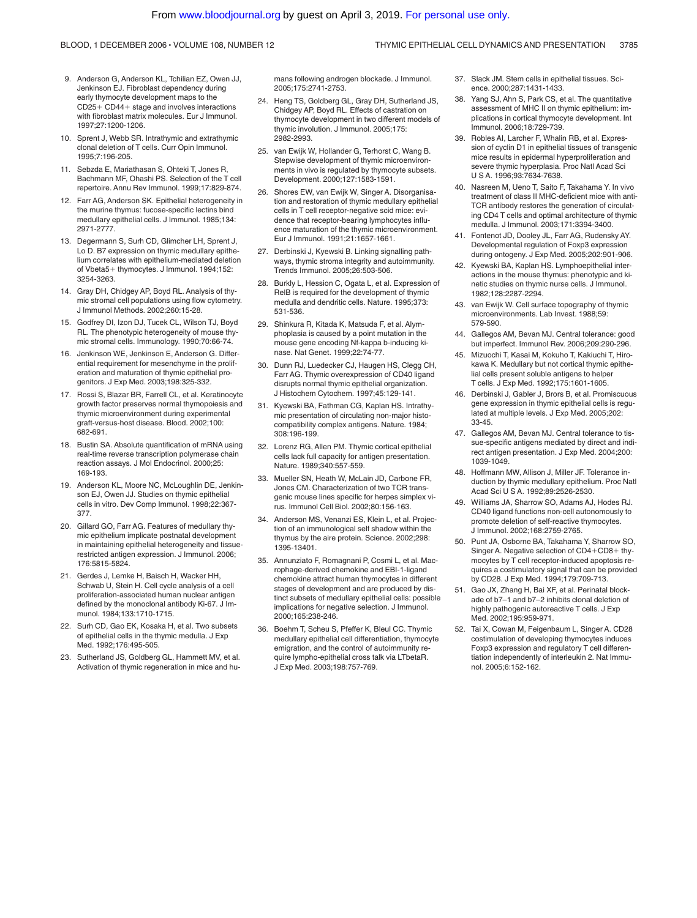9. Anderson G, Anderson KL, Tchilian EZ, Owen JJ, Jenkinson EJ. Fibroblast dependency during early thymocyte development maps to the CD25+ CD44+ stage and involves interactions with fibroblast matrix molecules. Eur J Immunol. 1997;27:1200-1206.
10. Sprent J, Webb SR. Intrathymic and extrathymic clonal deletion of T cells. Curr Opin Immunol. 1995;7:196-205.
11. Sebzda E, Mariathasan S, Ohteki T, Jones R, Bachmann MF, Ohashi PS. Selection of the T cell repertoire. Annu Rev Immunol. 1999;17:829-874.
12. Farr AG, Anderson SK. Epithelial heterogeneity in the murine thymus: fucose-specific lectins bind medullary epithelial cells. J Immunol. 1985;134: 2971-2777.
13. Degermann S, Surh CD, Glimcher LH, Sprent J, Lo D. B7 expression on thymic medullary epithelium correlates with epithelium-mediated deletion of Vbeta5+ thymocytes. J Immunol. 1994;152: 3254-3263.
14. Gray DH, Chidgey AP, Boyd RL. Analysis of thymic stromal cell populations using flow cytometry. J Immunol Methods. 2002;260:15-28.
15. Godfrey DI, Izon DJ, Tucek CL, Wilson TJ, Boyd RL. The phenotypic heterogeneity of mouse thymic stromal cells. Immunology. 1990;70:66-74.
16. Jenkinson WE, Jenkinson E, Anderson G. Differential requirement for mesenchyme in the proliferation and maturation of thymic epithelial progenitors. J Exp Med. 2003;198:325-332.
17. Rossi S, Blazar BR, Farrell CL, et al. Keratinocyte growth factor preserves normal thymopoiesis and thymic microenvironment during experimental graft-versus-host disease. Blood. 2002;100: 682-691.
18. Bustin SA. Absolute quantification of mRNA using real-time reverse transcription polymerase chain reaction assays. J Mol Endocrinol. 2000;25: 169-193.
19. Anderson KL, Moore NC, McLoughlin DE, Jenkinson EJ, Owen JJ. Studies on thymic epithelial cells in vitro. Dev Comp Immunol. 1998;22:367-377.
20. Gillard GO, Farr AG. Features of medullary thymic epithelium implicate postnatal development in maintaining epithelial heterogeneity and tissue-restricted antigen expression. J Immunol. 2006; 176:5815-5824.
21. Gerdes J, Lemke H, Baisch H, Wacker HH, Schwab U, Stein H. Cell cycle analysis of a cell proliferation-associated human nuclear antigen defined by the monoclonal antibody Ki-67. J Immunol. 1984;133:1710-1715.
22. Surh CD, Gao EK, Kosaka H, et al. Two subsets of epithelial cells in the thymic medulla. J Exp Med. 1992;176:495-505.
23. Sutherland JS, Goldberg GL, Hammett MV, et al. Activation of thymic regeneration in mice and humans following androgen blockade. J Immunol. 2005;175:2741-2753.
24. Heng TS, Goldberg GL, Gray DH, Sutherland JS, Chidgey AP, Boyd RL. Effects of castration on thymocyte development in two different models of thymic involution. J Immunol. 2005;175: 2982-2993.
25. van Ewijk W, Hollander G, Terhorst C, Wang B. Stepwise development of thymic microenvironments in vivo is regulated by thymocyte subsets. Development. 2000;127:1583-1591.
26. Shores EW, van Ewijk W, Singer A. Disorganisation and restoration of thymic medullary epithelial cells in T cell receptor-negative scid mice: evidence that receptor-bearing lymphocytes influence maturation of the thymic microenvironment. Eur J Immunol. 1991;21:1657-1661.
27. Derbinski J, Kyewski B. Linking signalling pathways, thymic stroma integrity and autoimmunity. Trends Immunol. 2005;26:503-506.
28. Burkly L, Hession C, Ogata L, et al. Expression of RelB is required for the development of thymic medulla and dendritic cells. Nature. 1995;373: 531-536.
29. Shinkura R, Kitada K, Matsuda F, et al. Alymphoplasia is caused by a point mutation in the mouse gene encoding Nf-kappa b-inducing kinase. Nat Genet. 1999;22:74-77.
30. Dunn RJ, Luedecker CJ, Haugen HS, Clegg CH, Farr AG. Thymic overexpression of CD40 ligand disrupts normal thymic epithelial organization. J Histochem Cytochem. 1997;45:129-141.
31. Kyewski BA, Fathman CG, Kaplan HS. Intrathymic presentation of circulating non-major histocompatibility complex antigens. Nature. 1984; 308:196-199.
32. Lorenz RG, Allen PM. Thymic cortical epithelial cells lack full capacity for antigen presentation. Nature. 1989;340:557-559.
33. Mueller SN, Heath W, McLain JD, Carbone FR, Jones CM. Characterization of two TCR transgenic mouse lines specific for herpes simplex virus. Immunol Cell Biol. 2002;80:156-163.
34. Anderson MS, Venanzi ES, Klein L, et al. Projection of an immunological self shadow within the thymus by the aire protein. Science. 2002;298: 1395-13401.
35. Annunziato F, Romagnani P, Cosmi L, et al. Macrophage-derived chemokine and EBI-1-ligand chemokine attract human thymocytes in different stages of development and are produced by distinct subsets of medullary epithelial cells: possible implications for negative selection. J Immunol. 2000;165:238-246.
36. Boehm T, Scheu S, Pfeffer K, Bleul CC. Thymic medullary epithelial cell differentiation, thymocyte emigration, and the control of autoimmunity require lympho-epithelial cross talk via LTbetaR. J Exp Med. 2003;198:757-769.
37. Slack JM. Stem cells in epithelial tissues. Science. 2000;287:1431-1433.
38. Yang SJ, Ahn S, Park CS, et al. The quantitative assessment of MHC II on thymic epithelium: implications in cortical thymocyte development. Int Immunol. 2006;18:729-739.
39. Robles AI, Larcher F, Whalin RB, et al. Expression of cyclin D1 in epithelial tissues of transgenic mice results in epidermal hyperproliferation and severe thymic hyperplasia. Proc Natl Acad Sci U S A. 1996;93:7634-7638.
40. Nasreen M, Ueno T, Saito F, Takahama Y. In vivo treatment of class II MHC-deficient mice with anti-TCR antibody restores the generation of circulating CD4 T cells and optimal architecture of thymic medulla. J Immunol. 2003;171:3394-3400.
41. Fontenot JD, Dooley JL, Farr AG, Rudensky AY. Developmental regulation of Foxp3 expression during ontogeny. J Exp Med. 2005;202:901-906.
42. Kyewski BA, Kaplan HS. Lymphoepithelial interactions in the mouse thymus: phenotypic and kinetic studies on thymic nurse cells. J Immunol. 1982;128:2287-2294.
43. van Ewijk W. Cell surface topography of thymic microenvironments. Lab Invest. 1988;59: 579-590.
44. Gallegos AM, Bevan MJ. Central tolerance: good but imperfect. Immunol Rev. 2006;209:290-296.
45. Mizuochi T, Kasai M, Kokuho T, Kakiuchi T, Hirokawa K. Medullary but not cortical thymic epithelial cells present soluble antigens to helper T cells. J Exp Med. 1992;175:1601-1605.
46. Derbinski J, Gabler J, Brors B, et al. Promiscuous gene expression in thymic epithelial cells is regulated at multiple levels. J Exp Med. 2005;202: 33-45.
47. Gallegos AM, Bevan MJ. Central tolerance to tissue-specific antigens mediated by direct and indirect antigen presentation. J Exp Med. 2004;200: 1039-1049.
48. Hoffmann MW, Allison J, Miller JF. Tolerance induction by thymic medullary epithelium. Proc Natl Acad Sci U S A. 1992;89:2526-2530.
49. Williams JA, Sharrow SO, Adams AJ, Hodes RJ. CD40 ligand functions non-cell autonomously to promote deletion of self-reactive thymocytes. J Immunol. 2002;168:2759-2765.
50. Punt JA, Osborne BA, Takahama Y, Sharrow SO, Singer A. Negative selection of CD4+CD8+ thymocytes by T cell receptor-induced apoptosis requires a costimulatory signal that can be provided by CD28. J Exp Med. 1994;179:709-713.
51. Gao JX, Zhang H, Bai XF, et al. Perinatal blockade of b7–1 and b7–2 inhibits clonal deletion of highly pathogenic autoreactive T cells. J Exp Med. 2002;195:959-971.
52. Tai X, Cowan M, Feigenbaum L, Singer A. CD28 costimulation of developing thymocytes induces Foxp3 expression and regulatory T cell differentiation independently of interleukin 2. Nat Immunol. 2005;6:152-162.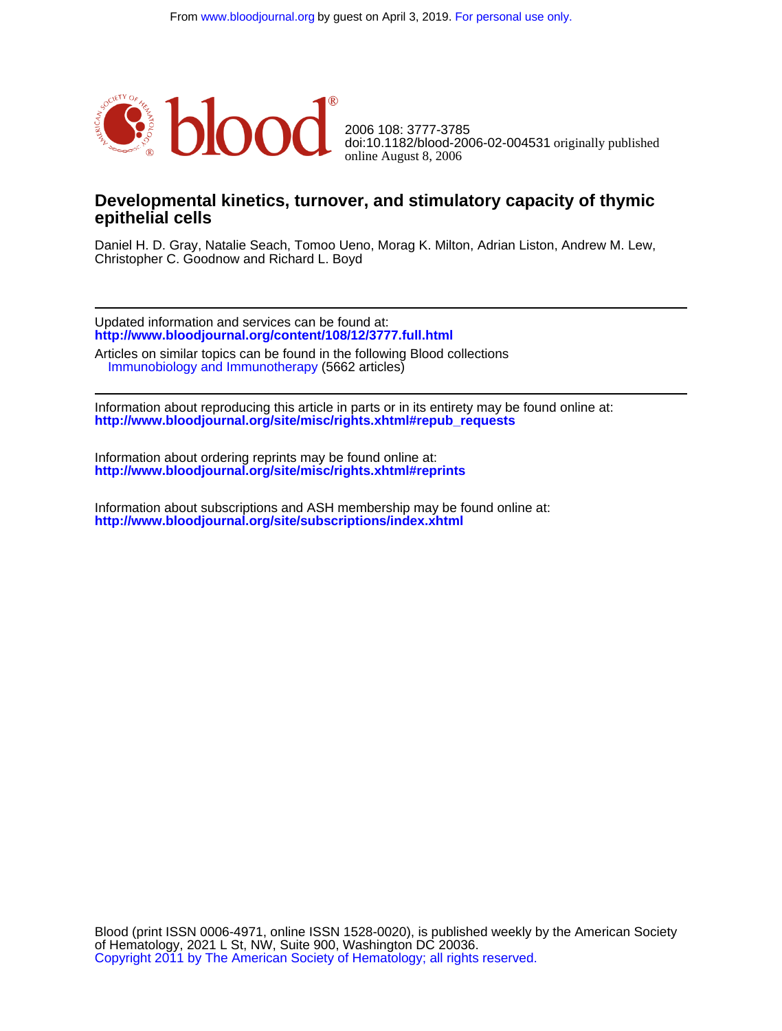2006 108: 3777-3785
doi:10.1182/blood-2006-02-004531 originally published online August 8, 2006

# Developmental kinetics, turnover, and stimulatory capacity of thymic epithelial cells

Daniel H. D. Gray, Natalie Seach, Tomoo Ueno, Morag K. Milton, Adrian Liston, Andrew M. Lew, Christopher C. Goodnow and Richard L. Boyd

---

Updated information and services can be found at:
**http://www.bloodjournal.org/content/108/12/3777.full.html**

Articles on similar topics can be found in the following Blood collections
Immunobiology and Immunotherapy (5662 articles)

---

Information about reproducing this article in parts or in its entirety may be found online at:
**http://www.bloodjournal.org/site/misc/rights.xhtml#repub_requests**

Information about ordering reprints may be found online at:
**http://www.bloodjournal.org/site/misc/rights.xhtml#reprints**

Information about subscriptions and ASH membership may be found online at:
**http://www.bloodjournal.org/site/subscriptions/index.xhtml**

Blood (print ISSN 0006-4971, online ISSN 1528-0020), is published weekly by the American Society of Hematology, 2021 L St, NW, Suite 900, Washington DC 20036.
Copyright 2011 by The American Society of Hematology; all rights reserved.